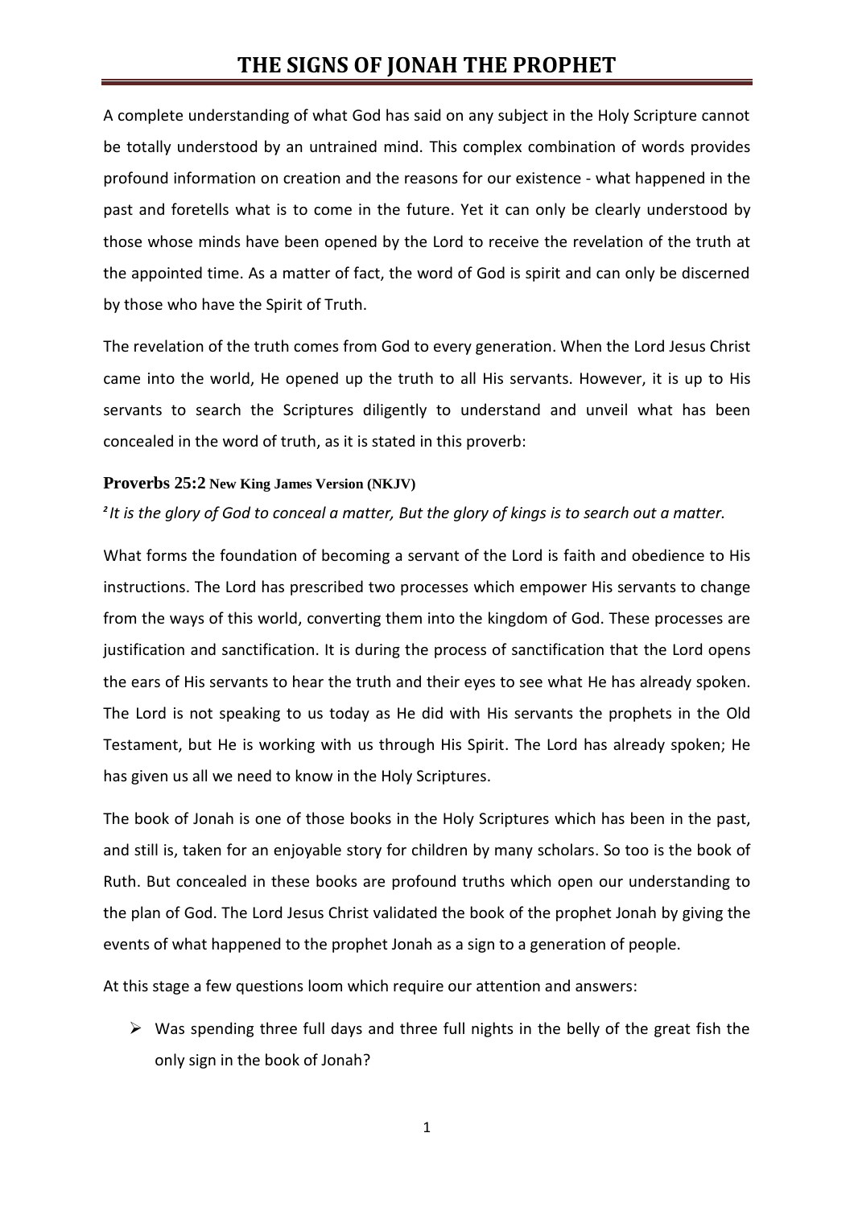# THE SIGNS OF JONAH THE PROPHET

A complete understanding of what God has said on any subject in the Holy Scripture cannot be totally understood by an untrained mind. This complex combination of words provides profound information on creation and the reasons for our existence - what happened in the past and foretells what is to come in the future. Yet it can only be clearly understood by those whose minds have been opened by the Lord to receive the revelation of the truth at the appointed time. As a matter of fact, the word of God is spirit and can only be discerned by those who have the Spirit of Truth.

The revelation of the truth comes from God to every generation. When the Lord Jesus Christ came into the world, He opened up the truth to all His servants. However, it is up to His servants to search the Scriptures diligently to understand and unveil what has been concealed in the word of truth, as it is stated in this proverb:

**Proverbs 25:2 New King James Version (NKJV)**

*[2] It is the glory of God to conceal a matter, But the glory of kings is to search out a matter.*

What forms the foundation of becoming a servant of the Lord is faith and obedience to His instructions. The Lord has prescribed two processes which empower His servants to change from the ways of this world, converting them into the kingdom of God. These processes are justification and sanctification. It is during the process of sanctification that the Lord opens the ears of His servants to hear the truth and their eyes to see what He has already spoken. The Lord is not speaking to us today as He did with His servants the prophets in the Old Testament, but He is working with us through His Spirit. The Lord has already spoken; He has given us all we need to know in the Holy Scriptures.

The book of Jonah is one of those books in the Holy Scriptures which has been in the past, and still is, taken for an enjoyable story for children by many scholars. So too is the book of Ruth. But concealed in these books are profound truths which open our understanding to the plan of God. The Lord Jesus Christ validated the book of the prophet Jonah by giving the events of what happened to the prophet Jonah as a sign to a generation of people.

At this stage a few questions loom which require our attention and answers:

- Was spending three full days and three full nights in the belly of the great fish the only sign in the book of Jonah?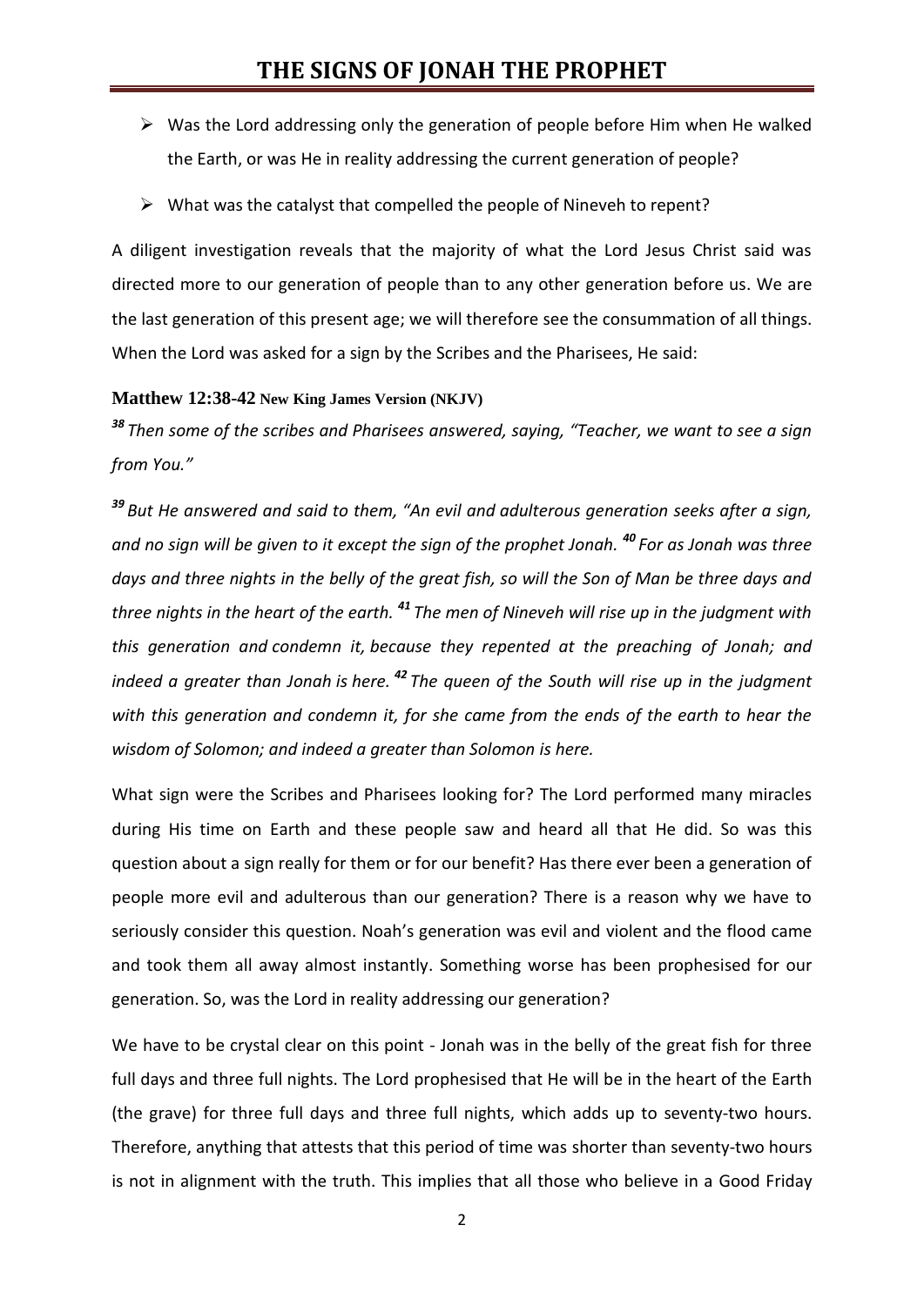- Was the Lord addressing only the generation of people before Him when He walked the Earth, or was He in reality addressing the current generation of people?
- What was the catalyst that compelled the people of Nineveh to repent?

A diligent investigation reveals that the majority of what the Lord Jesus Christ said was directed more to our generation of people than to any other generation before us. We are the last generation of this present age; we will therefore see the consummation of all things. When the Lord was asked for a sign by the Scribes and the Pharisees, He said:

**Matthew 12:38-42 New King James Version (NKJV)**

***38*** *Then some of the scribes and Pharisees answered, saying, "Teacher, we want to see a sign from You."*

***39*** *But He answered and said to them, "An evil and adulterous generation seeks after a sign, and no sign will be given to it except the sign of the prophet Jonah.* ***40*** *For as Jonah was three days and three nights in the belly of the great fish, so will the Son of Man be three days and three nights in the heart of the earth.* ***41*** *The men of Nineveh will rise up in the judgment with this generation and condemn it, because they repented at the preaching of Jonah; and indeed a greater than Jonah is here.* ***42*** *The queen of the South will rise up in the judgment with this generation and condemn it, for she came from the ends of the earth to hear the wisdom of Solomon; and indeed a greater than Solomon is here.*

What sign were the Scribes and Pharisees looking for? The Lord performed many miracles during His time on Earth and these people saw and heard all that He did. So was this question about a sign really for them or for our benefit? Has there ever been a generation of people more evil and adulterous than our generation? There is a reason why we have to seriously consider this question. Noah's generation was evil and violent and the flood came and took them all away almost instantly. Something worse has been prophesised for our generation. So, was the Lord in reality addressing our generation?

We have to be crystal clear on this point - Jonah was in the belly of the great fish for three full days and three full nights. The Lord prophesised that He will be in the heart of the Earth (the grave) for three full days and three full nights, which adds up to seventy-two hours. Therefore, anything that attests that this period of time was shorter than seventy-two hours is not in alignment with the truth. This implies that all those who believe in a Good Friday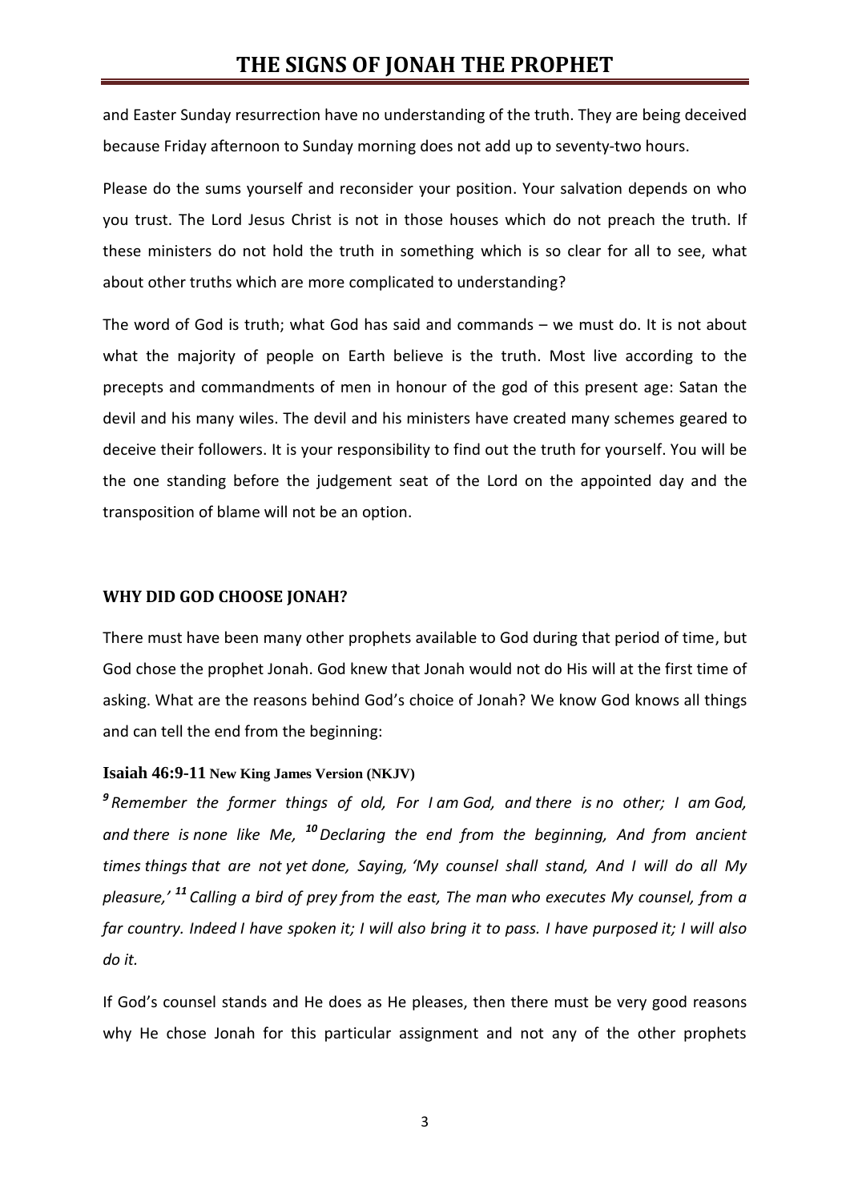and Easter Sunday resurrection have no understanding of the truth. They are being deceived because Friday afternoon to Sunday morning does not add up to seventy-two hours.

Please do the sums yourself and reconsider your position. Your salvation depends on who you trust. The Lord Jesus Christ is not in those houses which do not preach the truth. If these ministers do not hold the truth in something which is so clear for all to see, what about other truths which are more complicated to understanding?

The word of God is truth; what God has said and commands – we must do. It is not about what the majority of people on Earth believe is the truth. Most live according to the precepts and commandments of men in honour of the god of this present age: Satan the devil and his many wiles. The devil and his ministers have created many schemes geared to deceive their followers. It is your responsibility to find out the truth for yourself. You will be the one standing before the judgement seat of the Lord on the appointed day and the transposition of blame will not be an option.

## WHY DID GOD CHOOSE JONAH?

There must have been many other prophets available to God during that period of time, but God chose the prophet Jonah. God knew that Jonah would not do His will at the first time of asking. What are the reasons behind God's choice of Jonah? We know God knows all things and can tell the end from the beginning:

**Isaiah 46:9-11 New King James Version (NKJV)**

*[9] Remember the former things of old, For I am God, and there is no other; I am God, and there is none like Me, [10] Declaring the end from the beginning, And from ancient times things that are not yet done, Saying, 'My counsel shall stand, And I will do all My pleasure,' [11] Calling a bird of prey from the east, The man who executes My counsel, from a far country. Indeed I have spoken it; I will also bring it to pass. I have purposed it; I will also do it.*

If God's counsel stands and He does as He pleases, then there must be very good reasons why He chose Jonah for this particular assignment and not any of the other prophets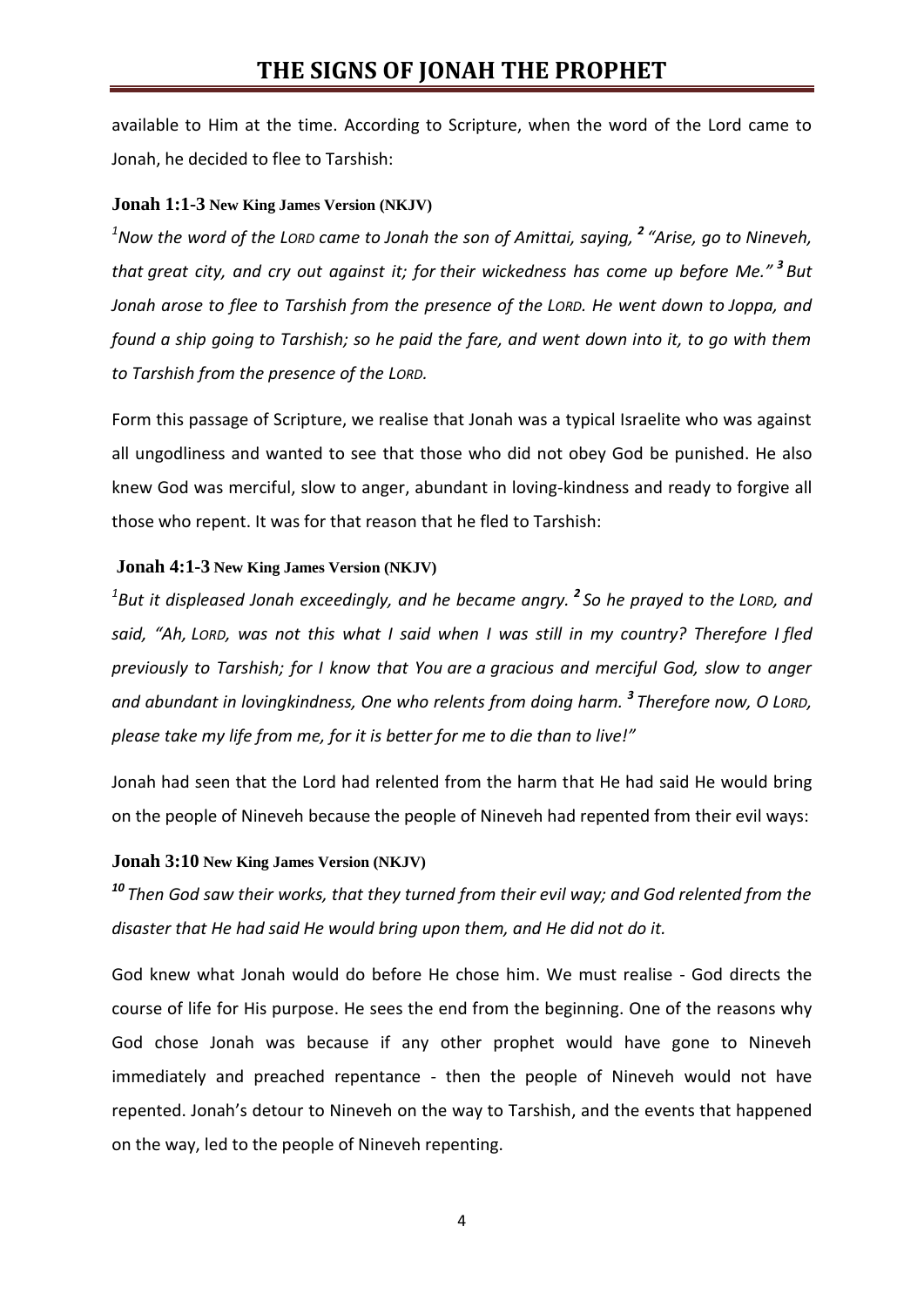available to Him at the time. According to Scripture, when the word of the Lord came to Jonah, he decided to flee to Tarshish:

**Jonah 1:1-3 New King James Version (NKJV)**

*[1]Now the word of the LORD came to Jonah the son of Amittai, saying, [2] "Arise, go to Nineveh, that great city, and cry out against it; for their wickedness has come up before Me." [3] But Jonah arose to flee to Tarshish from the presence of the LORD. He went down to Joppa, and found a ship going to Tarshish; so he paid the fare, and went down into it, to go with them to Tarshish from the presence of the LORD.*

Form this passage of Scripture, we realise that Jonah was a typical Israelite who was against all ungodliness and wanted to see that those who did not obey God be punished. He also knew God was merciful, slow to anger, abundant in loving-kindness and ready to forgive all those who repent. It was for that reason that he fled to Tarshish:

**Jonah 4:1-3 New King James Version (NKJV)**

*[1]But it displeased Jonah exceedingly, and he became angry. [2] So he prayed to the LORD, and said, "Ah, LORD, was not this what I said when I was still in my country? Therefore I fled previously to Tarshish; for I know that You are a gracious and merciful God, slow to anger and abundant in lovingkindness, One who relents from doing harm. [3] Therefore now, O LORD, please take my life from me, for it is better for me to die than to live!"*

Jonah had seen that the Lord had relented from the harm that He had said He would bring on the people of Nineveh because the people of Nineveh had repented from their evil ways:

**Jonah 3:10 New King James Version (NKJV)**

*[10] Then God saw their works, that they turned from their evil way; and God relented from the disaster that He had said He would bring upon them, and He did not do it.*

God knew what Jonah would do before He chose him. We must realise - God directs the course of life for His purpose. He sees the end from the beginning. One of the reasons why God chose Jonah was because if any other prophet would have gone to Nineveh immediately and preached repentance - then the people of Nineveh would not have repented. Jonah's detour to Nineveh on the way to Tarshish, and the events that happened on the way, led to the people of Nineveh repenting.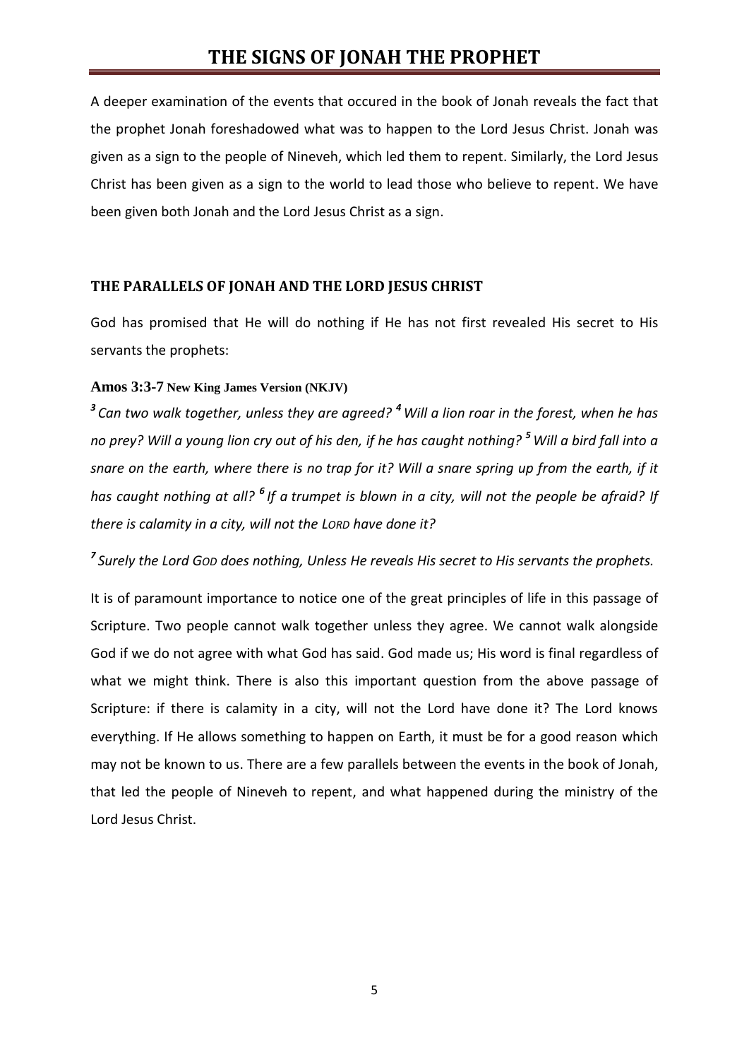# THE SIGNS OF JONAH THE PROPHET

A deeper examination of the events that occured in the book of Jonah reveals the fact that the prophet Jonah foreshadowed what was to happen to the Lord Jesus Christ. Jonah was given as a sign to the people of Nineveh, which led them to repent. Similarly, the Lord Jesus Christ has been given as a sign to the world to lead those who believe to repent. We have been given both Jonah and the Lord Jesus Christ as a sign.

## THE PARALLELS OF JONAH AND THE LORD JESUS CHRIST

God has promised that He will do nothing if He has not first revealed His secret to His servants the prophets:

**Amos 3:3-7 New King James Version (NKJV)**

*[3] Can two walk together, unless they are agreed? [4] Will a lion roar in the forest, when he has no prey? Will a young lion cry out of his den, if he has caught nothing? [5] Will a bird fall into a snare on the earth, where there is no trap for it? Will a snare spring up from the earth, if it has caught nothing at all? [6] If a trumpet is blown in a city, will not the people be afraid? If there is calamity in a city, will not the LORD have done it?*

*[7] Surely the Lord GOD does nothing, Unless He reveals His secret to His servants the prophets.*

It is of paramount importance to notice one of the great principles of life in this passage of Scripture. Two people cannot walk together unless they agree. We cannot walk alongside God if we do not agree with what God has said. God made us; His word is final regardless of what we might think. There is also this important question from the above passage of Scripture: if there is calamity in a city, will not the Lord have done it? The Lord knows everything. If He allows something to happen on Earth, it must be for a good reason which may not be known to us. There are a few parallels between the events in the book of Jonah, that led the people of Nineveh to repent, and what happened during the ministry of the Lord Jesus Christ.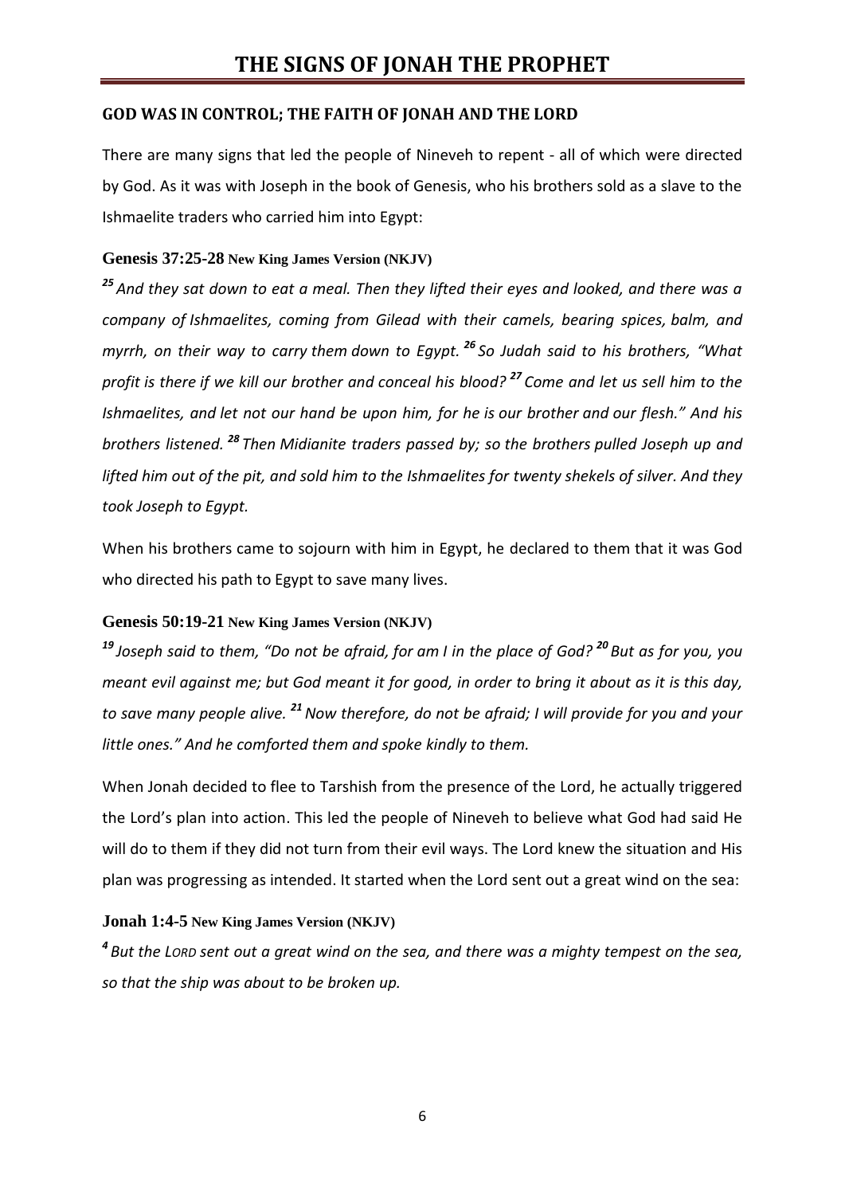## GOD WAS IN CONTROL; THE FAITH OF JONAH AND THE LORD

There are many signs that led the people of Nineveh to repent - all of which were directed by God. As it was with Joseph in the book of Genesis, who his brothers sold as a slave to the Ishmaelite traders who carried him into Egypt:

### Genesis 37:25-28 New King James Version (NKJV)

*[25] And they sat down to eat a meal. Then they lifted their eyes and looked, and there was a company of Ishmaelites, coming from Gilead with their camels, bearing spices, balm, and myrrh, on their way to carry them down to Egypt. [26] So Judah said to his brothers, "What profit is there if we kill our brother and conceal his blood? [27] Come and let us sell him to the Ishmaelites, and let not our hand be upon him, for he is our brother and our flesh." And his brothers listened. [28] Then Midianite traders passed by; so the brothers pulled Joseph up and lifted him out of the pit, and sold him to the Ishmaelites for twenty shekels of silver. And they took Joseph to Egypt.*

When his brothers came to sojourn with him in Egypt, he declared to them that it was God who directed his path to Egypt to save many lives.

### Genesis 50:19-21 New King James Version (NKJV)

*[19] Joseph said to them, "Do not be afraid, for am I in the place of God? [20] But as for you, you meant evil against me; but God meant it for good, in order to bring it about as it is this day, to save many people alive. [21] Now therefore, do not be afraid; I will provide for you and your little ones." And he comforted them and spoke kindly to them.*

When Jonah decided to flee to Tarshish from the presence of the Lord, he actually triggered the Lord's plan into action. This led the people of Nineveh to believe what God had said He will do to them if they did not turn from their evil ways. The Lord knew the situation and His plan was progressing as intended. It started when the Lord sent out a great wind on the sea:

### Jonah 1:4-5 New King James Version (NKJV)

*[4] But the LORD sent out a great wind on the sea, and there was a mighty tempest on the sea, so that the ship was about to be broken up.*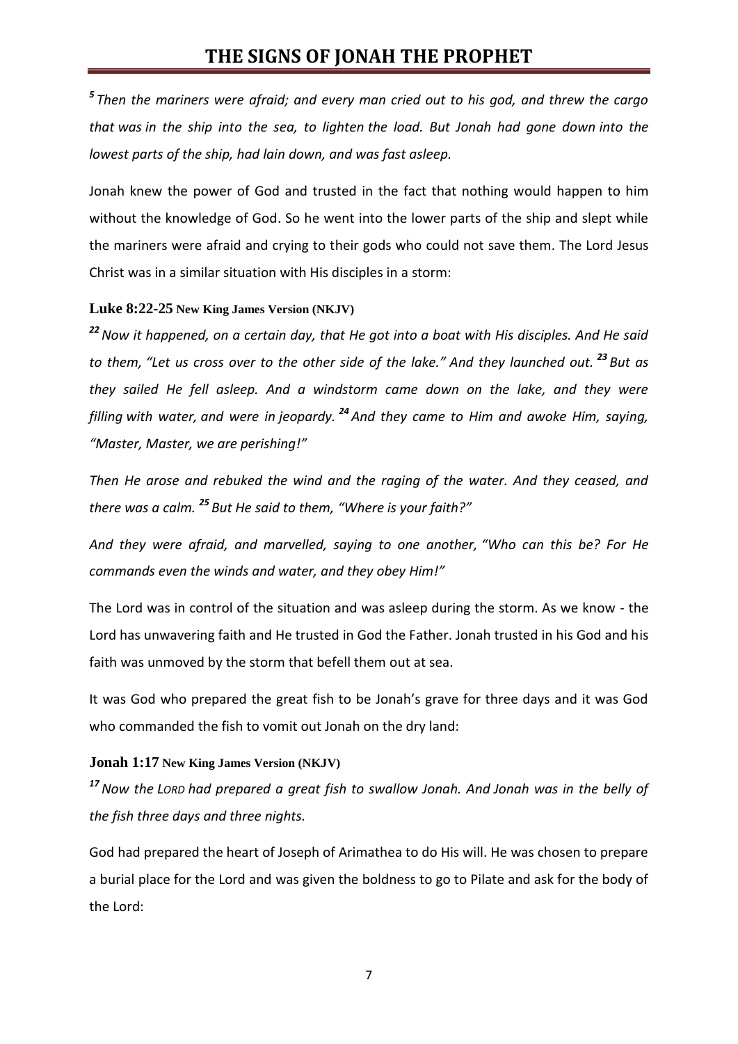*[5] Then the mariners were afraid; and every man cried out to his god, and threw the cargo that was in the ship into the sea, to lighten the load. But Jonah had gone down into the lowest parts of the ship, had lain down, and was fast asleep.*

Jonah knew the power of God and trusted in the fact that nothing would happen to him without the knowledge of God. So he went into the lower parts of the ship and slept while the mariners were afraid and crying to their gods who could not save them. The Lord Jesus Christ was in a similar situation with His disciples in a storm:

**Luke 8:22-25 New King James Version (NKJV)**

*[22] Now it happened, on a certain day, that He got into a boat with His disciples. And He said to them, "Let us cross over to the other side of the lake." And they launched out. [23] But as they sailed He fell asleep. And a windstorm came down on the lake, and they were filling with water, and were in jeopardy. [24] And they came to Him and awoke Him, saying, "Master, Master, we are perishing!"*

*Then He arose and rebuked the wind and the raging of the water. And they ceased, and there was a calm. [25] But He said to them, "Where is your faith?"*

*And they were afraid, and marvelled, saying to one another, "Who can this be? For He commands even the winds and water, and they obey Him!"*

The Lord was in control of the situation and was asleep during the storm. As we know - the Lord has unwavering faith and He trusted in God the Father. Jonah trusted in his God and his faith was unmoved by the storm that befell them out at sea.

It was God who prepared the great fish to be Jonah's grave for three days and it was God who commanded the fish to vomit out Jonah on the dry land:

**Jonah 1:17 New King James Version (NKJV)**

*[17] Now the LORD had prepared a great fish to swallow Jonah. And Jonah was in the belly of the fish three days and three nights.*

God had prepared the heart of Joseph of Arimathea to do His will. He was chosen to prepare a burial place for the Lord and was given the boldness to go to Pilate and ask for the body of the Lord: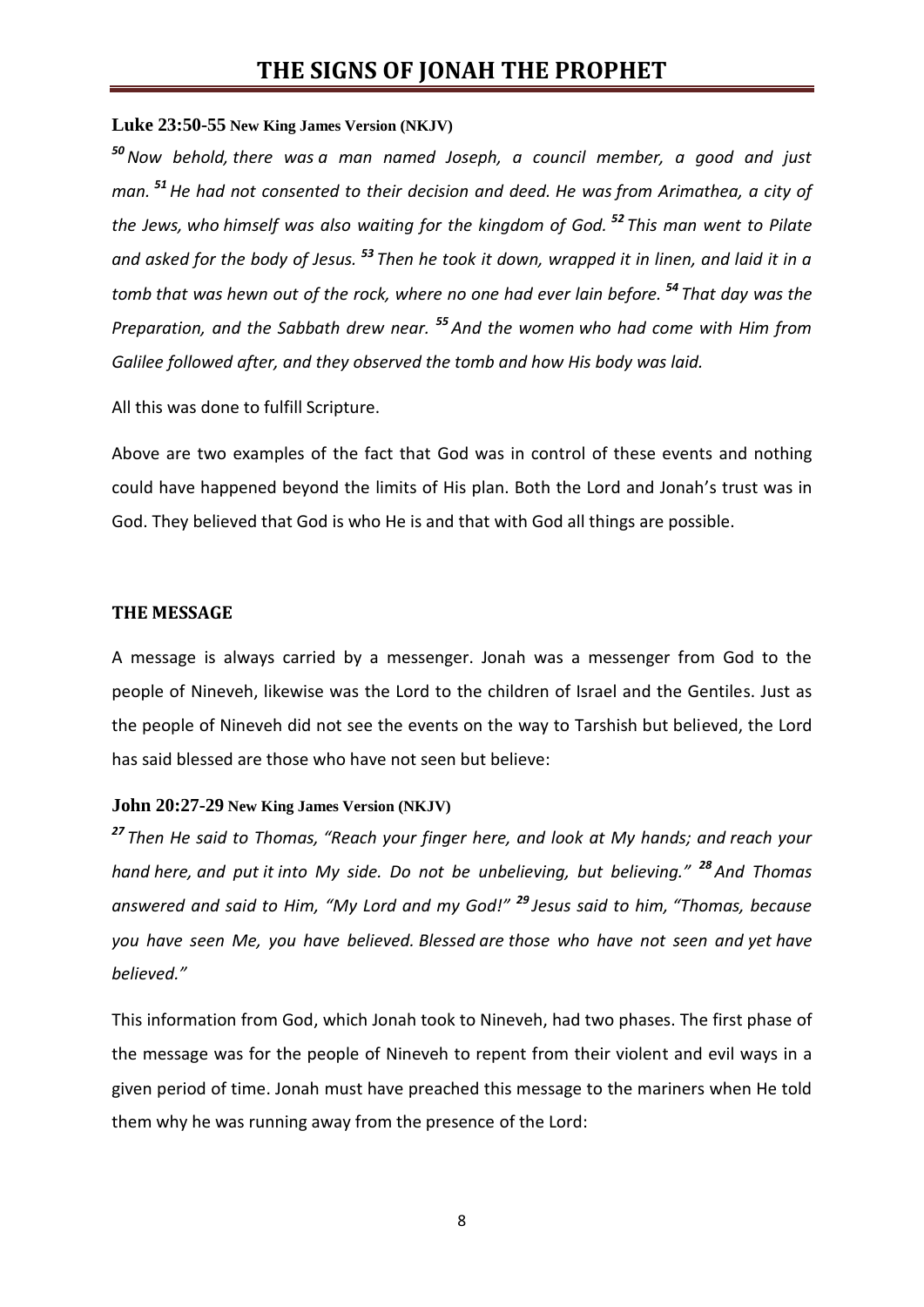**Luke 23:50-55 New King James Version (NKJV)**

*[50] Now behold, there was a man named Joseph, a council member, a good and just man. [51] He had not consented to their decision and deed. He was from Arimathea, a city of the Jews, who himself was also waiting for the kingdom of God. [52] This man went to Pilate and asked for the body of Jesus. [53] Then he took it down, wrapped it in linen, and laid it in a tomb that was hewn out of the rock, where no one had ever lain before. [54] That day was the Preparation, and the Sabbath drew near. [55] And the women who had come with Him from Galilee followed after, and they observed the tomb and how His body was laid.*

All this was done to fulfill Scripture.

Above are two examples of the fact that God was in control of these events and nothing could have happened beyond the limits of His plan. Both the Lord and Jonah's trust was in God. They believed that God is who He is and that with God all things are possible.

## THE MESSAGE

A message is always carried by a messenger. Jonah was a messenger from God to the people of Nineveh, likewise was the Lord to the children of Israel and the Gentiles. Just as the people of Nineveh did not see the events on the way to Tarshish but believed, the Lord has said blessed are those who have not seen but believe:

**John 20:27-29 New King James Version (NKJV)**

*[27] Then He said to Thomas, "Reach your finger here, and look at My hands; and reach your hand here, and put it into My side. Do not be unbelieving, but believing." [28] And Thomas answered and said to Him, "My Lord and my God!" [29] Jesus said to him, "Thomas, because you have seen Me, you have believed. Blessed are those who have not seen and yet have believed."*

This information from God, which Jonah took to Nineveh, had two phases. The first phase of the message was for the people of Nineveh to repent from their violent and evil ways in a given period of time. Jonah must have preached this message to the mariners when He told them why he was running away from the presence of the Lord: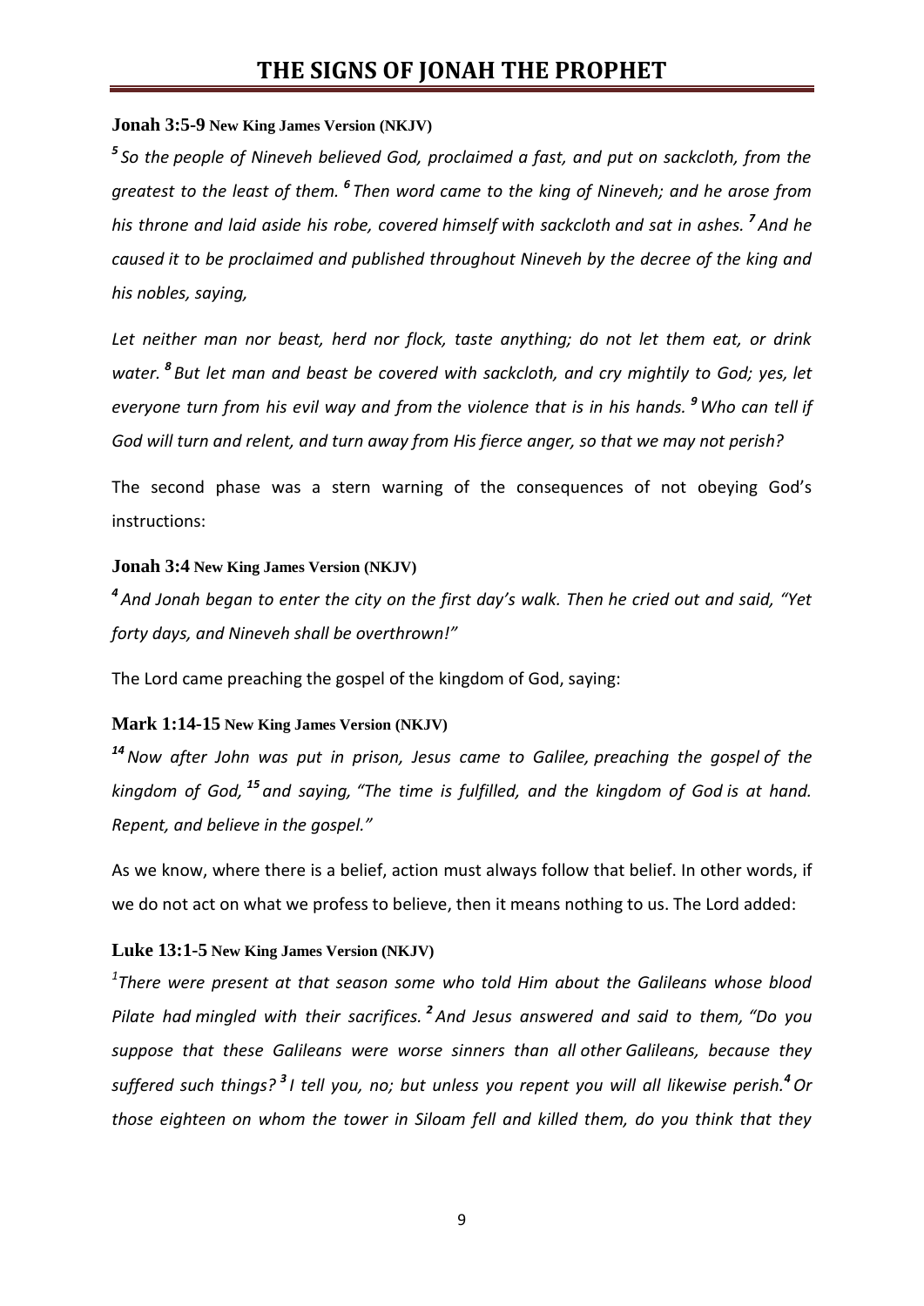**Jonah 3:5-9 New King James Version (NKJV)**

*[5] So the people of Nineveh believed God, proclaimed a fast, and put on sackcloth, from the greatest to the least of them. [6] Then word came to the king of Nineveh; and he arose from his throne and laid aside his robe, covered himself with sackcloth and sat in ashes. [7] And he caused it to be proclaimed and published throughout Nineveh by the decree of the king and his nobles, saying,*

*Let neither man nor beast, herd nor flock, taste anything; do not let them eat, or drink water. [8] But let man and beast be covered with sackcloth, and cry mightily to God; yes, let everyone turn from his evil way and from the violence that is in his hands. [9] Who can tell if God will turn and relent, and turn away from His fierce anger, so that we may not perish?*

The second phase was a stern warning of the consequences of not obeying God's instructions:

**Jonah 3:4 New King James Version (NKJV)**

*[4] And Jonah began to enter the city on the first day's walk. Then he cried out and said, "Yet forty days, and Nineveh shall be overthrown!"*

The Lord came preaching the gospel of the kingdom of God, saying:

**Mark 1:14-15 New King James Version (NKJV)**

*[14] Now after John was put in prison, Jesus came to Galilee, preaching the gospel of the kingdom of God, [15] and saying, "The time is fulfilled, and the kingdom of God is at hand. Repent, and believe in the gospel."*

As we know, where there is a belief, action must always follow that belief. In other words, if we do not act on what we profess to believe, then it means nothing to us. The Lord added:

**Luke 13:1-5 New King James Version (NKJV)**

*[1]There were present at that season some who told Him about the Galileans whose blood Pilate had mingled with their sacrifices. [2] And Jesus answered and said to them, "Do you suppose that these Galileans were worse sinners than all other Galileans, because they suffered such things? [3] I tell you, no; but unless you repent you will all likewise perish.[4] Or those eighteen on whom the tower in Siloam fell and killed them, do you think that they*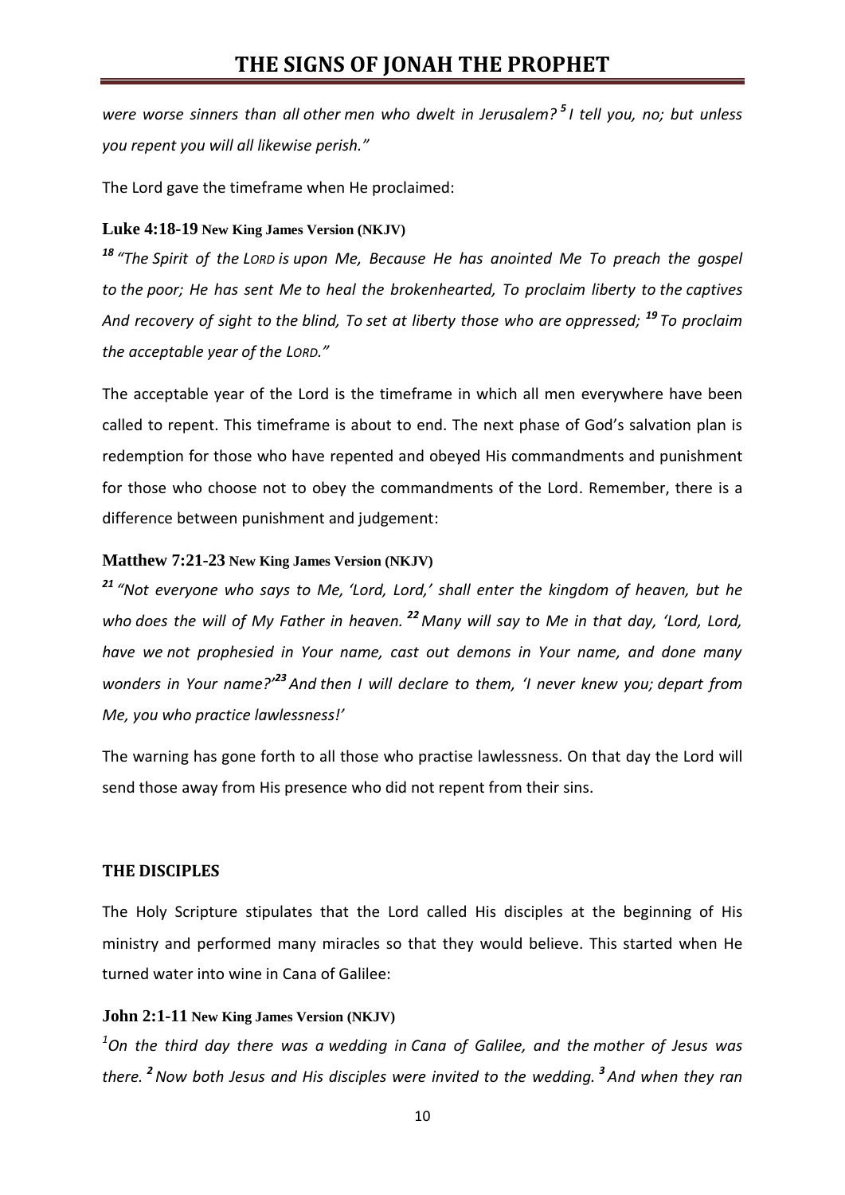*were worse sinners than all other men who dwelt in Jerusalem? [5] I tell you, no; but unless you repent you will all likewise perish."*

The Lord gave the timeframe when He proclaimed:

**Luke 4:18-19 New King James Version (NKJV)**

*[18] "The Spirit of the LORD is upon Me, Because He has anointed Me To preach the gospel to the poor; He has sent Me to heal the brokenhearted, To proclaim liberty to the captives And recovery of sight to the blind, To set at liberty those who are oppressed; [19] To proclaim the acceptable year of the LORD."*

The acceptable year of the Lord is the timeframe in which all men everywhere have been called to repent. This timeframe is about to end. The next phase of God's salvation plan is redemption for those who have repented and obeyed His commandments and punishment for those who choose not to obey the commandments of the Lord. Remember, there is a difference between punishment and judgement:

**Matthew 7:21-23 New King James Version (NKJV)**

*[21] "Not everyone who says to Me, 'Lord, Lord,' shall enter the kingdom of heaven, but he who does the will of My Father in heaven. [22] Many will say to Me in that day, 'Lord, Lord, have we not prophesied in Your name, cast out demons in Your name, and done many wonders in Your name?' [23] And then I will declare to them, 'I never knew you; depart from Me, you who practice lawlessness!'*

The warning has gone forth to all those who practise lawlessness. On that day the Lord will send those away from His presence who did not repent from their sins.

## THE DISCIPLES

The Holy Scripture stipulates that the Lord called His disciples at the beginning of His ministry and performed many miracles so that they would believe. This started when He turned water into wine in Cana of Galilee:

**John 2:1-11 New King James Version (NKJV)**

*[1] On the third day there was a wedding in Cana of Galilee, and the mother of Jesus was there. [2] Now both Jesus and His disciples were invited to the wedding. [3] And when they ran*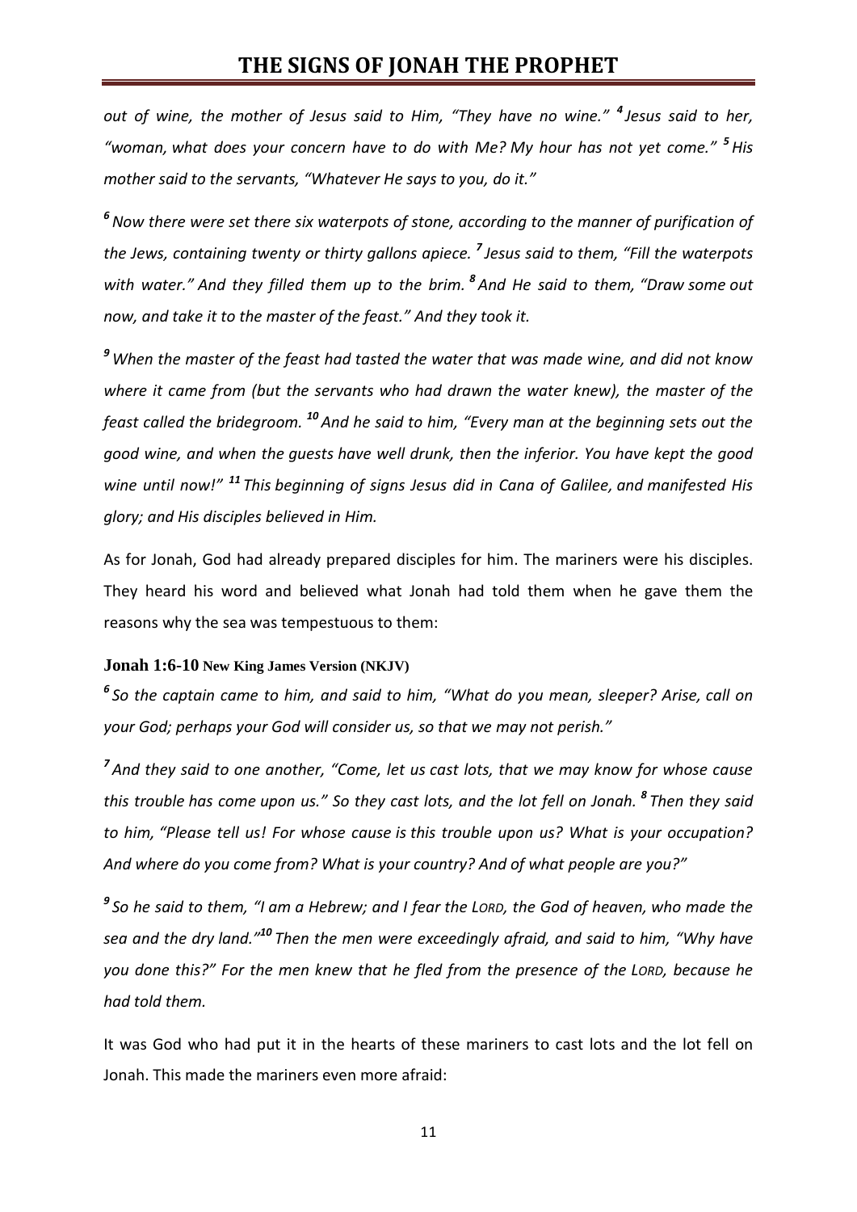*out of wine, the mother of Jesus said to Him, "They have no wine."* ***4*** *Jesus said to her, "woman, what does your concern have to do with Me? My hour has not yet come."* ***5*** *His mother said to the servants, "Whatever He says to you, do it."*

***6*** *Now there were set there six waterpots of stone, according to the manner of purification of the Jews, containing twenty or thirty gallons apiece.* ***7*** *Jesus said to them, "Fill the waterpots with water." And they filled them up to the brim.* ***8*** *And He said to them, "Draw some out now, and take it to the master of the feast." And they took it.*

***9*** *When the master of the feast had tasted the water that was made wine, and did not know where it came from (but the servants who had drawn the water knew), the master of the feast called the bridegroom.* ***10*** *And he said to him, "Every man at the beginning sets out the good wine, and when the guests have well drunk, then the inferior. You have kept the good wine until now!"* ***11*** *This beginning of signs Jesus did in Cana of Galilee, and manifested His glory; and His disciples believed in Him.*

As for Jonah, God had already prepared disciples for him. The mariners were his disciples. They heard his word and believed what Jonah had told them when he gave them the reasons why the sea was tempestuous to them:

**Jonah 1:6-10 New King James Version (NKJV)**

***6*** *So the captain came to him, and said to him, "What do you mean, sleeper? Arise, call on your God; perhaps your God will consider us, so that we may not perish."*

***7*** *And they said to one another, "Come, let us cast lots, that we may know for whose cause this trouble has come upon us." So they cast lots, and the lot fell on Jonah.* ***8*** *Then they said to him, "Please tell us! For whose cause is this trouble upon us? What is your occupation? And where do you come from? What is your country? And of what people are you?"*

***9*** *So he said to them, "I am a Hebrew; and I fear the LORD, the God of heaven, who made the sea and the dry land."* ***10*** *Then the men were exceedingly afraid, and said to him, "Why have you done this?" For the men knew that he fled from the presence of the LORD, because he had told them.*

It was God who had put it in the hearts of these mariners to cast lots and the lot fell on Jonah. This made the mariners even more afraid: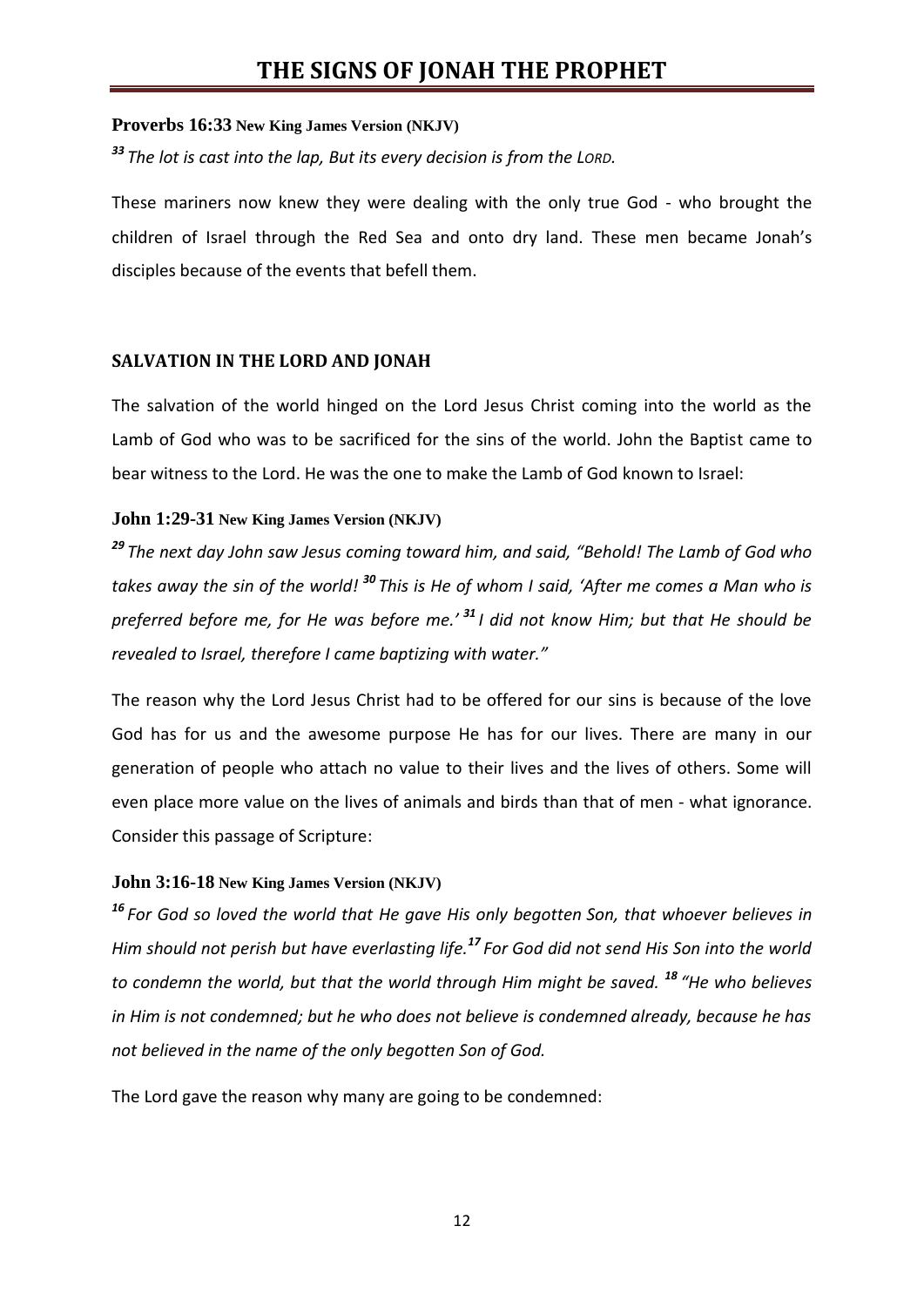**Proverbs 16:33 New King James Version (NKJV)**

*[33] The lot is cast into the lap, But its every decision is from the LORD.*

These mariners now knew they were dealing with the only true God - who brought the children of Israel through the Red Sea and onto dry land. These men became Jonah's disciples because of the events that befell them.

### SALVATION IN THE LORD AND JONAH

The salvation of the world hinged on the Lord Jesus Christ coming into the world as the Lamb of God who was to be sacrificed for the sins of the world. John the Baptist came to bear witness to the Lord. He was the one to make the Lamb of God known to Israel:

**John 1:29-31 New King James Version (NKJV)**

*[29] The next day John saw Jesus coming toward him, and said, "Behold! The Lamb of God who takes away the sin of the world! [30] This is He of whom I said, 'After me comes a Man who is preferred before me, for He was before me.' [31] I did not know Him; but that He should be revealed to Israel, therefore I came baptizing with water."*

The reason why the Lord Jesus Christ had to be offered for our sins is because of the love God has for us and the awesome purpose He has for our lives. There are many in our generation of people who attach no value to their lives and the lives of others. Some will even place more value on the lives of animals and birds than that of men - what ignorance. Consider this passage of Scripture:

**John 3:16-18 New King James Version (NKJV)**

*[16] For God so loved the world that He gave His only begotten Son, that whoever believes in Him should not perish but have everlasting life.[17] For God did not send His Son into the world to condemn the world, but that the world through Him might be saved. [18] "He who believes in Him is not condemned; but he who does not believe is condemned already, because he has not believed in the name of the only begotten Son of God.*

The Lord gave the reason why many are going to be condemned: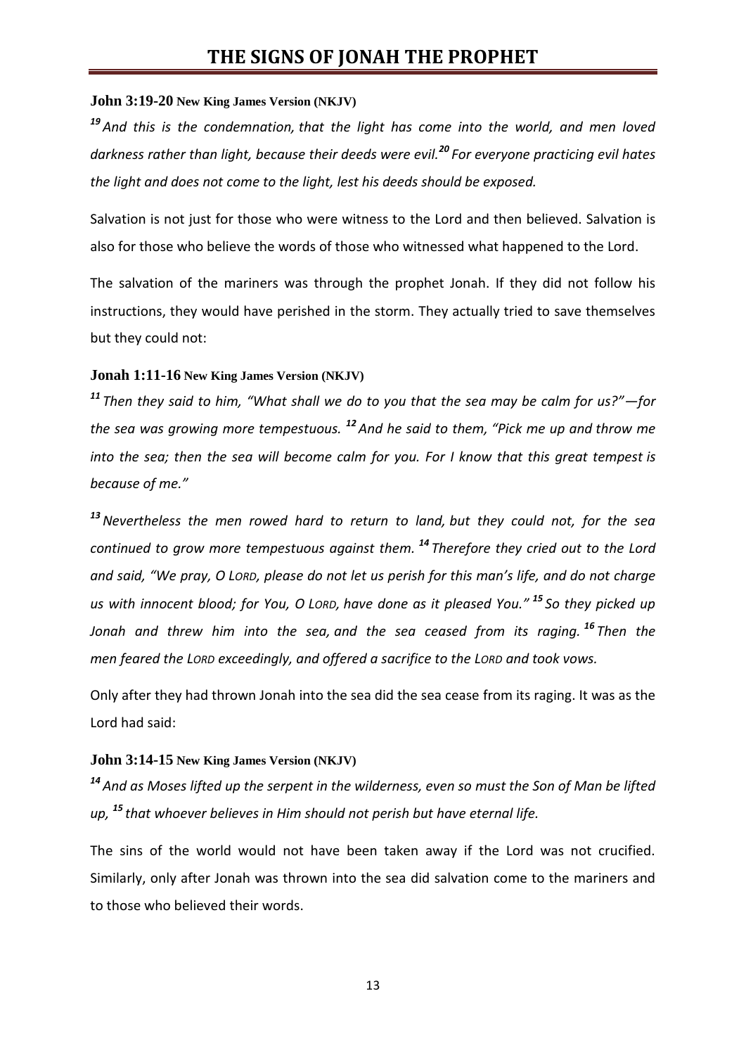**John 3:19-20 New King James Version (NKJV)**

*[19] And this is the condemnation, that the light has come into the world, and men loved darkness rather than light, because their deeds were evil.[20] For everyone practicing evil hates the light and does not come to the light, lest his deeds should be exposed.*

Salvation is not just for those who were witness to the Lord and then believed. Salvation is also for those who believe the words of those who witnessed what happened to the Lord.

The salvation of the mariners was through the prophet Jonah. If they did not follow his instructions, they would have perished in the storm. They actually tried to save themselves but they could not:

**Jonah 1:11-16 New King James Version (NKJV)**

*[11] Then they said to him, "What shall we do to you that the sea may be calm for us?"—for the sea was growing more tempestuous. [12] And he said to them, "Pick me up and throw me into the sea; then the sea will become calm for you. For I know that this great tempest is because of me."*

*[13] Nevertheless the men rowed hard to return to land, but they could not, for the sea continued to grow more tempestuous against them. [14] Therefore they cried out to the Lord and said, "We pray, O LORD, please do not let us perish for this man's life, and do not charge us with innocent blood; for You, O LORD, have done as it pleased You." [15] So they picked up Jonah and threw him into the sea, and the sea ceased from its raging. [16] Then the men feared the LORD exceedingly, and offered a sacrifice to the LORD and took vows.*

Only after they had thrown Jonah into the sea did the sea cease from its raging. It was as the Lord had said:

**John 3:14-15 New King James Version (NKJV)**

*[14] And as Moses lifted up the serpent in the wilderness, even so must the Son of Man be lifted up, [15] that whoever believes in Him should not perish but have eternal life.*

The sins of the world would not have been taken away if the Lord was not crucified. Similarly, only after Jonah was thrown into the sea did salvation come to the mariners and to those who believed their words.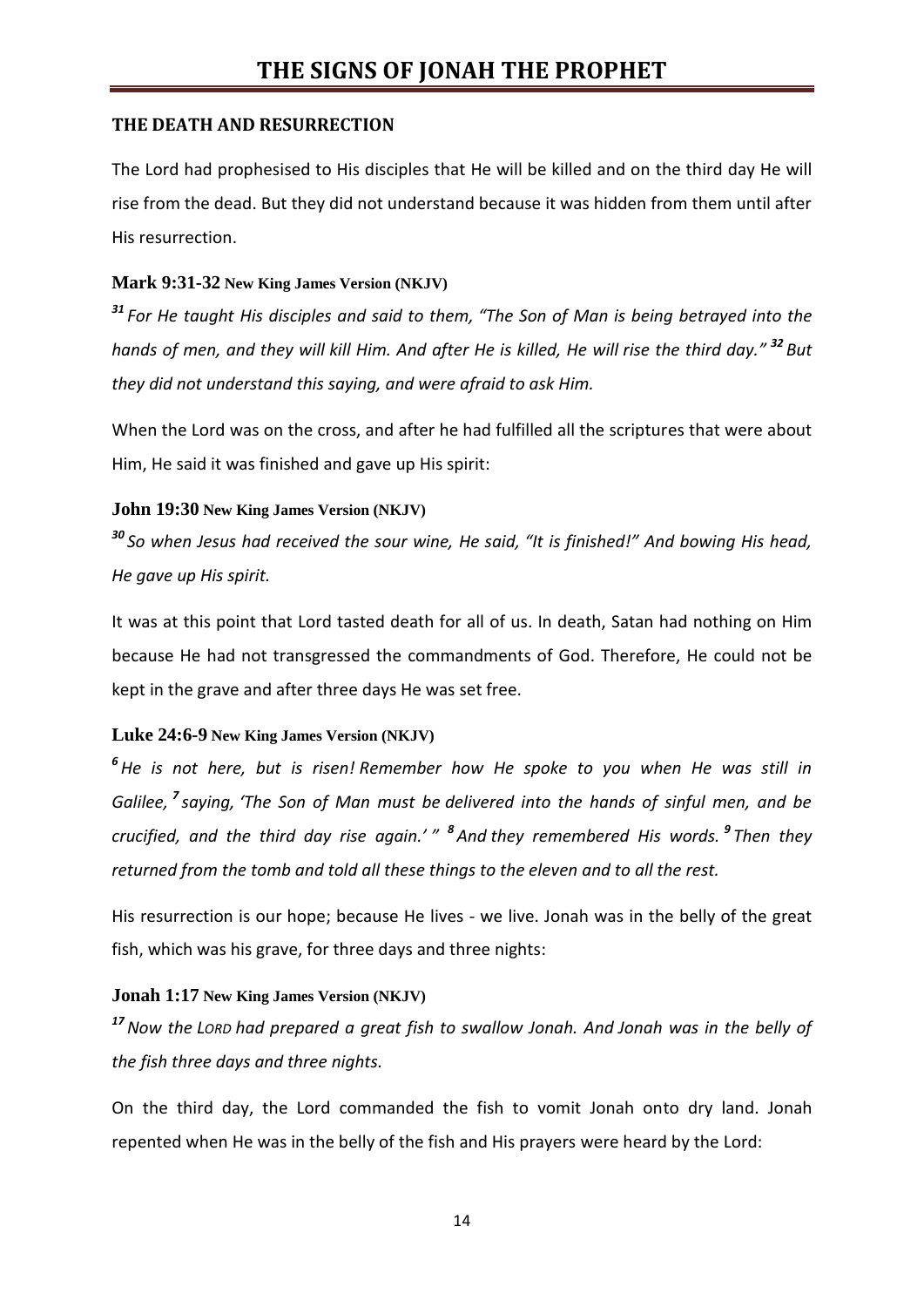## THE DEATH AND RESURRECTION

The Lord had prophesised to His disciples that He will be killed and on the third day He will rise from the dead. But they did not understand because it was hidden from them until after His resurrection.

**Mark 9:31-32 New King James Version (NKJV)**

*[31] For He taught His disciples and said to them, "The Son of Man is being betrayed into the hands of men, and they will kill Him. And after He is killed, He will rise the third day." [32] But they did not understand this saying, and were afraid to ask Him.*

When the Lord was on the cross, and after he had fulfilled all the scriptures that were about Him, He said it was finished and gave up His spirit:

**John 19:30 New King James Version (NKJV)**

*[30] So when Jesus had received the sour wine, He said, "It is finished!" And bowing His head, He gave up His spirit.*

It was at this point that Lord tasted death for all of us. In death, Satan had nothing on Him because He had not transgressed the commandments of God. Therefore, He could not be kept in the grave and after three days He was set free.

**Luke 24:6-9 New King James Version (NKJV)**

*[6] He is not here, but is risen! Remember how He spoke to you when He was still in Galilee, [7] saying, 'The Son of Man must be delivered into the hands of sinful men, and be crucified, and the third day rise again.' " [8] And they remembered His words. [9] Then they returned from the tomb and told all these things to the eleven and to all the rest.*

His resurrection is our hope; because He lives - we live. Jonah was in the belly of the great fish, which was his grave, for three days and three nights:

**Jonah 1:17 New King James Version (NKJV)**

*[17] Now the LORD had prepared a great fish to swallow Jonah. And Jonah was in the belly of the fish three days and three nights.*

On the third day, the Lord commanded the fish to vomit Jonah onto dry land. Jonah repented when He was in the belly of the fish and His prayers were heard by the Lord: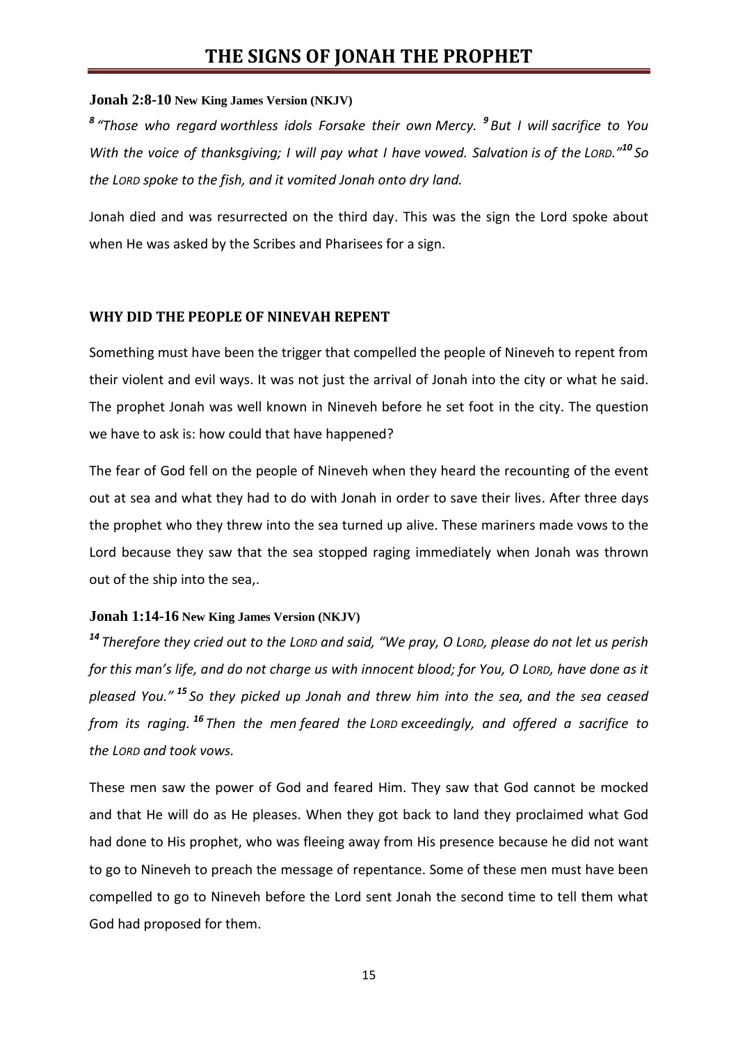**Jonah 2:8-10 New King James Version (NKJV)**

*[8] "Those who regard worthless idols Forsake their own Mercy. [9] But I will sacrifice to You With the voice of thanksgiving; I will pay what I have vowed. Salvation is of the LORD."[10] So the LORD spoke to the fish, and it vomited Jonah onto dry land.*

Jonah died and was resurrected on the third day. This was the sign the Lord spoke about when He was asked by the Scribes and Pharisees for a sign.

## WHY DID THE PEOPLE OF NINEVAH REPENT

Something must have been the trigger that compelled the people of Nineveh to repent from their violent and evil ways. It was not just the arrival of Jonah into the city or what he said. The prophet Jonah was well known in Nineveh before he set foot in the city. The question we have to ask is: how could that have happened?

The fear of God fell on the people of Nineveh when they heard the recounting of the event out at sea and what they had to do with Jonah in order to save their lives. After three days the prophet who they threw into the sea turned up alive. These mariners made vows to the Lord because they saw that the sea stopped raging immediately when Jonah was thrown out of the ship into the sea,.

**Jonah 1:14-16 New King James Version (NKJV)**

*[14] Therefore they cried out to the LORD and said, "We pray, O LORD, please do not let us perish for this man's life, and do not charge us with innocent blood; for You, O LORD, have done as it pleased You." [15] So they picked up Jonah and threw him into the sea, and the sea ceased from its raging. [16] Then the men feared the LORD exceedingly, and offered a sacrifice to the LORD and took vows.*

These men saw the power of God and feared Him. They saw that God cannot be mocked and that He will do as He pleases. When they got back to land they proclaimed what God had done to His prophet, who was fleeing away from His presence because he did not want to go to Nineveh to preach the message of repentance. Some of these men must have been compelled to go to Nineveh before the Lord sent Jonah the second time to tell them what God had proposed for them.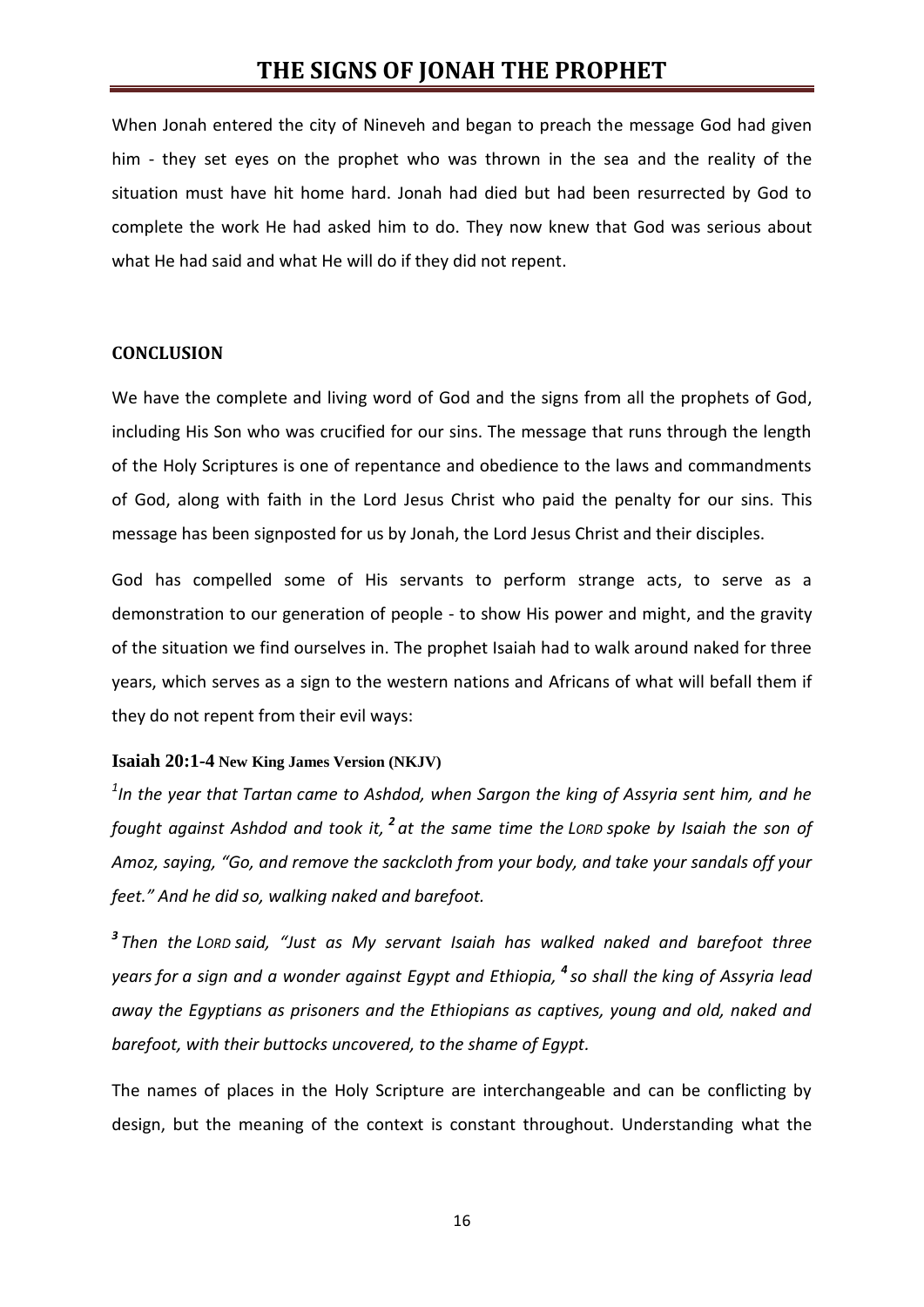When Jonah entered the city of Nineveh and began to preach the message God had given him - they set eyes on the prophet who was thrown in the sea and the reality of the situation must have hit home hard. Jonah had died but had been resurrected by God to complete the work He had asked him to do. They now knew that God was serious about what He had said and what He will do if they did not repent.

## CONCLUSION

We have the complete and living word of God and the signs from all the prophets of God, including His Son who was crucified for our sins. The message that runs through the length of the Holy Scriptures is one of repentance and obedience to the laws and commandments of God, along with faith in the Lord Jesus Christ who paid the penalty for our sins. This message has been signposted for us by Jonah, the Lord Jesus Christ and their disciples.

God has compelled some of His servants to perform strange acts, to serve as a demonstration to our generation of people - to show His power and might, and the gravity of the situation we find ourselves in. The prophet Isaiah had to walk around naked for three years, which serves as a sign to the western nations and Africans of what will befall them if they do not repent from their evil ways:

**Isaiah 20:1-4 New King James Version (NKJV)**

*[1]In the year that Tartan came to Ashdod, when Sargon the king of Assyria sent him, and he fought against Ashdod and took it,* ***[2]*** *at the same time the LORD spoke by Isaiah the son of Amoz, saying, "Go, and remove the sackcloth from your body, and take your sandals off your feet." And he did so, walking naked and barefoot.*

***[3]*** *Then the LORD said, "Just as My servant Isaiah has walked naked and barefoot three years for a sign and a wonder against Egypt and Ethiopia,* ***[4]*** *so shall the king of Assyria lead away the Egyptians as prisoners and the Ethiopians as captives, young and old, naked and barefoot, with their buttocks uncovered, to the shame of Egypt.*

The names of places in the Holy Scripture are interchangeable and can be conflicting by design, but the meaning of the context is constant throughout. Understanding what the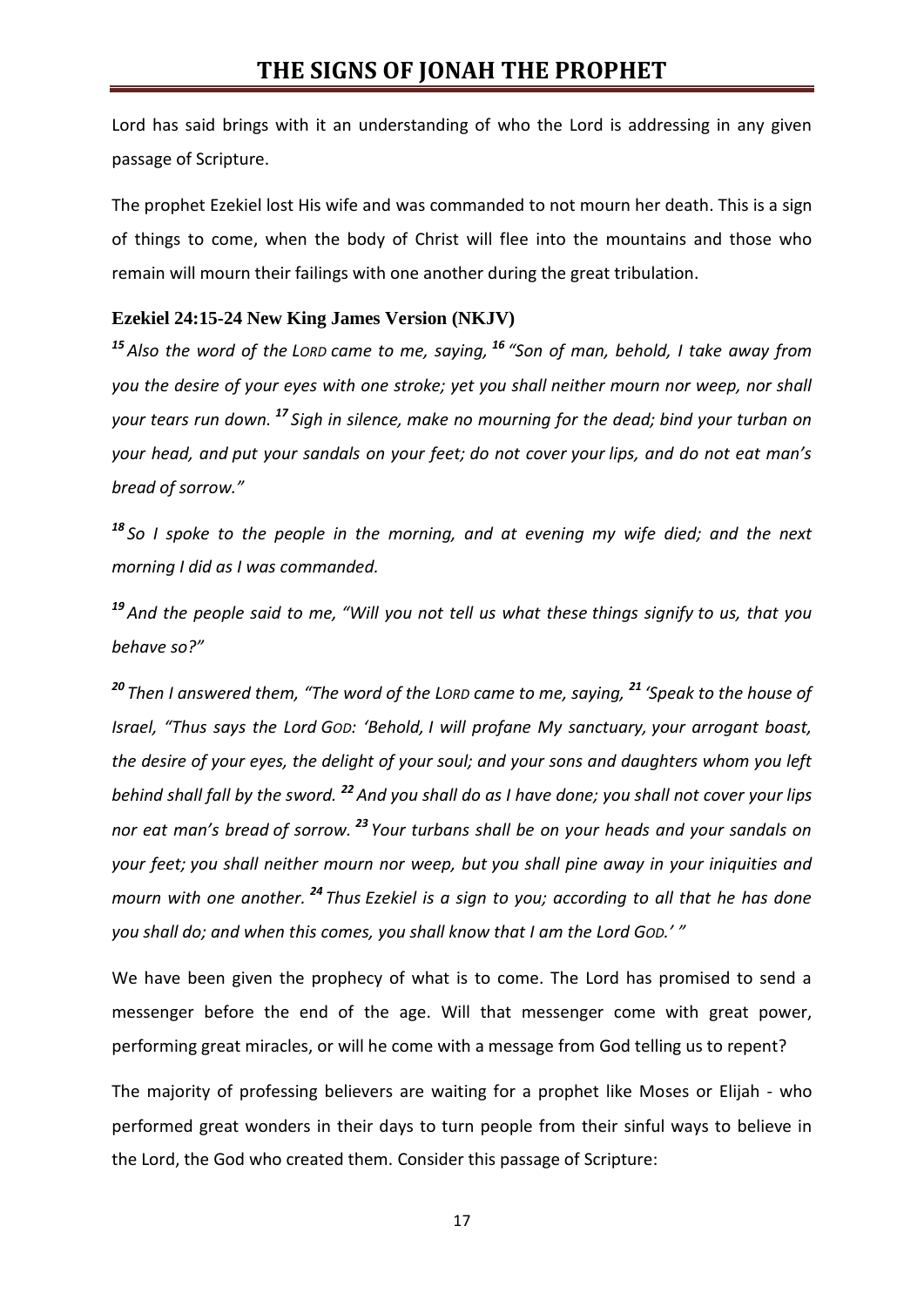Lord has said brings with it an understanding of who the Lord is addressing in any given passage of Scripture.

The prophet Ezekiel lost His wife and was commanded to not mourn her death. This is a sign of things to come, when the body of Christ will flee into the mountains and those who remain will mourn their failings with one another during the great tribulation.

**Ezekiel 24:15-24 New King James Version (NKJV)**

*[15] Also the word of the LORD came to me, saying, [16] "Son of man, behold, I take away from you the desire of your eyes with one stroke; yet you shall neither mourn nor weep, nor shall your tears run down. [17] Sigh in silence, make no mourning for the dead; bind your turban on your head, and put your sandals on your feet; do not cover your lips, and do not eat man's bread of sorrow."*

*[18] So I spoke to the people in the morning, and at evening my wife died; and the next morning I did as I was commanded.*

*[19] And the people said to me, "Will you not tell us what these things signify to us, that you behave so?"*

*[20] Then I answered them, "The word of the LORD came to me, saying, [21] 'Speak to the house of Israel, "Thus says the Lord GOD: 'Behold, I will profane My sanctuary, your arrogant boast, the desire of your eyes, the delight of your soul; and your sons and daughters whom you left behind shall fall by the sword. [22] And you shall do as I have done; you shall not cover your lips nor eat man's bread of sorrow. [23] Your turbans shall be on your heads and your sandals on your feet; you shall neither mourn nor weep, but you shall pine away in your iniquities and mourn with one another. [24] Thus Ezekiel is a sign to you; according to all that he has done you shall do; and when this comes, you shall know that I am the Lord GOD.' "*

We have been given the prophecy of what is to come. The Lord has promised to send a messenger before the end of the age. Will that messenger come with great power, performing great miracles, or will he come with a message from God telling us to repent?

The majority of professing believers are waiting for a prophet like Moses or Elijah - who performed great wonders in their days to turn people from their sinful ways to believe in the Lord, the God who created them. Consider this passage of Scripture: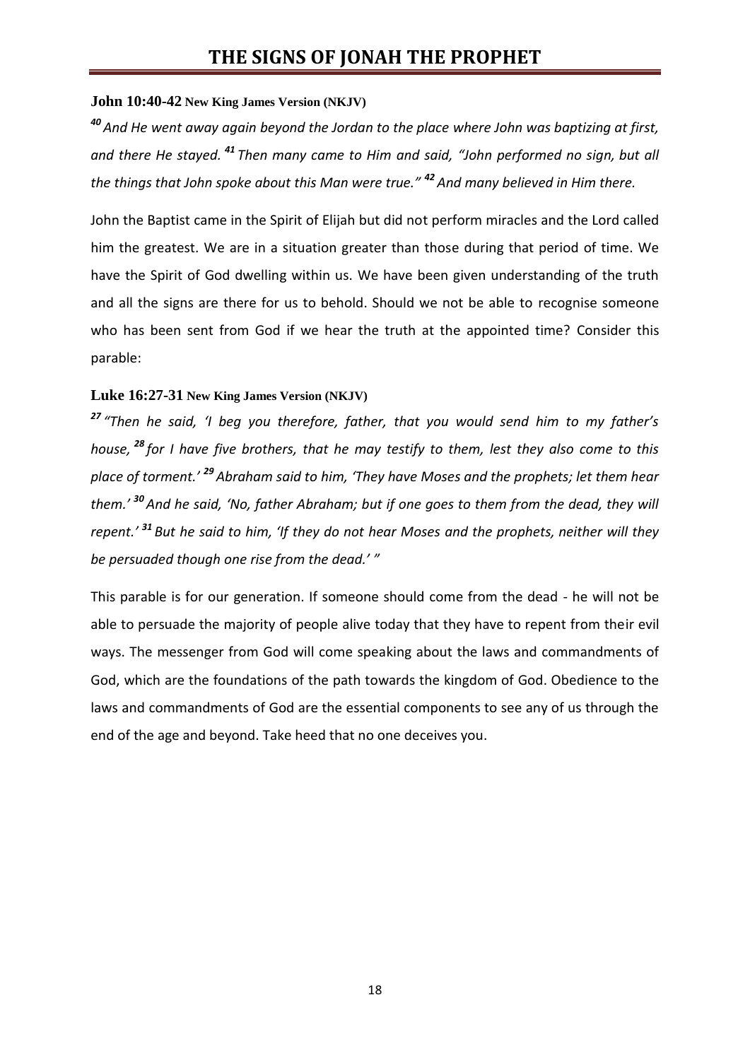**John 10:40-42** New King James Version (NKJV)

*[40] And He went away again beyond the Jordan to the place where John was baptizing at first, and there He stayed. [41] Then many came to Him and said, "John performed no sign, but all the things that John spoke about this Man were true." [42] And many believed in Him there.*

John the Baptist came in the Spirit of Elijah but did not perform miracles and the Lord called him the greatest. We are in a situation greater than those during that period of time. We have the Spirit of God dwelling within us. We have been given understanding of the truth and all the signs are there for us to behold. Should we not be able to recognise someone who has been sent from God if we hear the truth at the appointed time? Consider this parable:

**Luke 16:27-31** New King James Version (NKJV)

*[27] "Then he said, 'I beg you therefore, father, that you would send him to my father's house, [28] for I have five brothers, that he may testify to them, lest they also come to this place of torment.' [29] Abraham said to him, 'They have Moses and the prophets; let them hear them.' [30] And he said, 'No, father Abraham; but if one goes to them from the dead, they will repent.' [31] But he said to him, 'If they do not hear Moses and the prophets, neither will they be persuaded though one rise from the dead.' "*

This parable is for our generation. If someone should come from the dead - he will not be able to persuade the majority of people alive today that they have to repent from their evil ways. The messenger from God will come speaking about the laws and commandments of God, which are the foundations of the path towards the kingdom of God. Obedience to the laws and commandments of God are the essential components to see any of us through the end of the age and beyond. Take heed that no one deceives you.